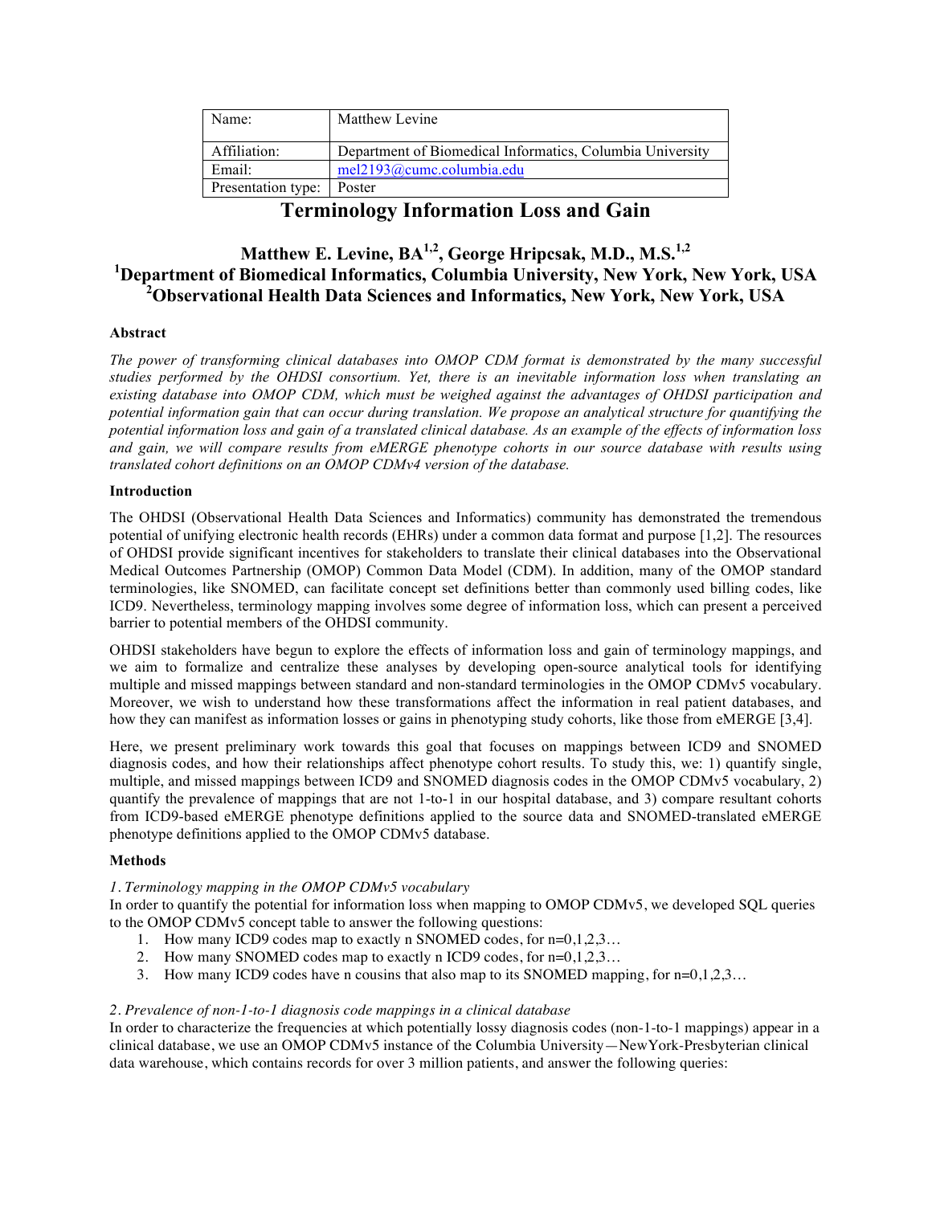| | |
|---|---|
| Name: | Matthew Levine |
| Affiliation: | Department of Biomedical Informatics, Columbia University |
| Email: | mel2193@cumc.columbia.edu |
| Presentation type: | Poster |

# Terminology Information Loss and Gain

## Matthew E. Levine, BA[1,2], George Hripcsak, M.D., M.S.[1,2]
## [1]Department of Biomedical Informatics, Columbia University, New York, New York, USA
## [2]Observational Health Data Sciences and Informatics, New York, New York, USA

**Abstract**

*The power of transforming clinical databases into OMOP CDM format is demonstrated by the many successful studies performed by the OHDSI consortium. Yet, there is an inevitable information loss when translating an existing database into OMOP CDM, which must be weighed against the advantages of OHDSI participation and potential information gain that can occur during translation. We propose an analytical structure for quantifying the potential information loss and gain of a translated clinical database. As an example of the effects of information loss and gain, we will compare results from eMERGE phenotype cohorts in our source database with results using translated cohort definitions on an OMOP CDMv4 version of the database.*

**Introduction**

The OHDSI (Observational Health Data Sciences and Informatics) community has demonstrated the tremendous potential of unifying electronic health records (EHRs) under a common data format and purpose [1,2]. The resources of OHDSI provide significant incentives for stakeholders to translate their clinical databases into the Observational Medical Outcomes Partnership (OMOP) Common Data Model (CDM). In addition, many of the OMOP standard terminologies, like SNOMED, can facilitate concept set definitions better than commonly used billing codes, like ICD9. Nevertheless, terminology mapping involves some degree of information loss, which can present a perceived barrier to potential members of the OHDSI community.

OHDSI stakeholders have begun to explore the effects of information loss and gain of terminology mappings, and we aim to formalize and centralize these analyses by developing open-source analytical tools for identifying multiple and missed mappings between standard and non-standard terminologies in the OMOP CDMv5 vocabulary. Moreover, we wish to understand how these transformations affect the information in real patient databases, and how they can manifest as information losses or gains in phenotyping study cohorts, like those from eMERGE [3,4].

Here, we present preliminary work towards this goal that focuses on mappings between ICD9 and SNOMED diagnosis codes, and how their relationships affect phenotype cohort results. To study this, we: 1) quantify single, multiple, and missed mappings between ICD9 and SNOMED diagnosis codes in the OMOP CDMv5 vocabulary, 2) quantify the prevalence of mappings that are not 1-to-1 in our hospital database, and 3) compare resultant cohorts from ICD9-based eMERGE phenotype definitions applied to the source data and SNOMED-translated eMERGE phenotype definitions applied to the OMOP CDMv5 database.

**Methods**

*1. Terminology mapping in the OMOP CDMv5 vocabulary*

In order to quantify the potential for information loss when mapping to OMOP CDMv5, we developed SQL queries to the OMOP CDMv5 concept table to answer the following questions:

1. How many ICD9 codes map to exactly n SNOMED codes, for n=0,1,2,3…
2. How many SNOMED codes map to exactly n ICD9 codes, for n=0,1,2,3…
3. How many ICD9 codes have n cousins that also map to its SNOMED mapping, for n=0,1,2,3…

*2. Prevalence of non-1-to-1 diagnosis code mappings in a clinical database*

In order to characterize the frequencies at which potentially lossy diagnosis codes (non-1-to-1 mappings) appear in a clinical database, we use an OMOP CDMv5 instance of the Columbia University—NewYork-Presbyterian clinical data warehouse, which contains records for over 3 million patients, and answer the following queries: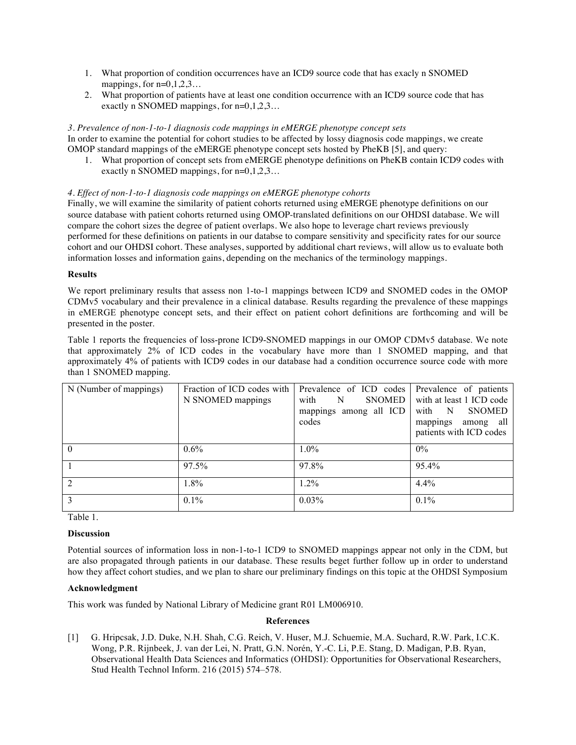1. What proportion of condition occurrences have an ICD9 source code that has exacly n SNOMED mappings, for n=0,1,2,3…
2. What proportion of patients have at least one condition occurrence with an ICD9 source code that has exactly n SNOMED mappings, for n=0,1,2,3…

*3. Prevalence of non-1-to-1 diagnosis code mappings in eMERGE phenotype concept sets*

In order to examine the potential for cohort studies to be affected by lossy diagnosis code mappings, we create OMOP standard mappings of the eMERGE phenotype concept sets hosted by PheKB [5], and query:

1. What proportion of concept sets from eMERGE phenotype definitions on PheKB contain ICD9 codes with exactly n SNOMED mappings, for n=0,1,2,3…

*4. Effect of non-1-to-1 diagnosis code mappings on eMERGE phenotype cohorts*

Finally, we will examine the similarity of patient cohorts returned using eMERGE phenotype definitions on our source database with patient cohorts returned using OMOP-translated definitions on our OHDSI database. We will compare the cohort sizes the degree of patient overlaps. We also hope to leverage chart reviews previously performed for these definitions on patients in our databse to compare sensitivity and specificity rates for our source cohort and our OHDSI cohort. These analyses, supported by additional chart reviews, will allow us to evaluate both information losses and information gains, depending on the mechanics of the terminology mappings.

**Results**

We report preliminary results that assess non 1-to-1 mappings between ICD9 and SNOMED codes in the OMOP CDMv5 vocabulary and their prevalence in a clinical database. Results regarding the prevalence of these mappings in eMERGE phenotype concept sets, and their effect on patient cohort definitions are forthcoming and will be presented in the poster.

Table 1 reports the frequencies of loss-prone ICD9-SNOMED mappings in our OMOP CDMv5 database. We note that approximately 2% of ICD codes in the vocabulary have more than 1 SNOMED mapping, and that approximately 4% of patients with ICD9 codes in our database had a condition occurrence source code with more than 1 SNOMED mapping.

| N (Number of mappings) | Fraction of ICD codes with N SNOMED mappings | Prevalence of ICD codes with N SNOMED mappings among all ICD codes | Prevalence of patients with at least 1 ICD code with N SNOMED mappings among all patients with ICD codes |
|---|---|---|---|
| 0 | 0.6% | 1.0% | 0% |
| 1 | 97.5% | 97.8% | 95.4% |
| 2 | 1.8% | 1.2% | 4.4% |
| 3 | 0.1% | 0.03% | 0.1% |

Table 1.

**Discussion**

Potential sources of information loss in non-1-to-1 ICD9 to SNOMED mappings appear not only in the CDM, but are also propagated through patients in our database. These results beget further follow up in order to understand how they affect cohort studies, and we plan to share our preliminary findings on this topic at the OHDSI Symposium

**Acknowledgment**

This work was funded by National Library of Medicine grant R01 LM006910.

**References**

[1] G. Hripcsak, J.D. Duke, N.H. Shah, C.G. Reich, V. Huser, M.J. Schuemie, M.A. Suchard, R.W. Park, I.C.K. Wong, P.R. Rijnbeek, J. van der Lei, N. Pratt, G.N. Norén, Y.-C. Li, P.E. Stang, D. Madigan, P.B. Ryan, Observational Health Data Sciences and Informatics (OHDSI): Opportunities for Observational Researchers, Stud Health Technol Inform. 216 (2015) 574–578.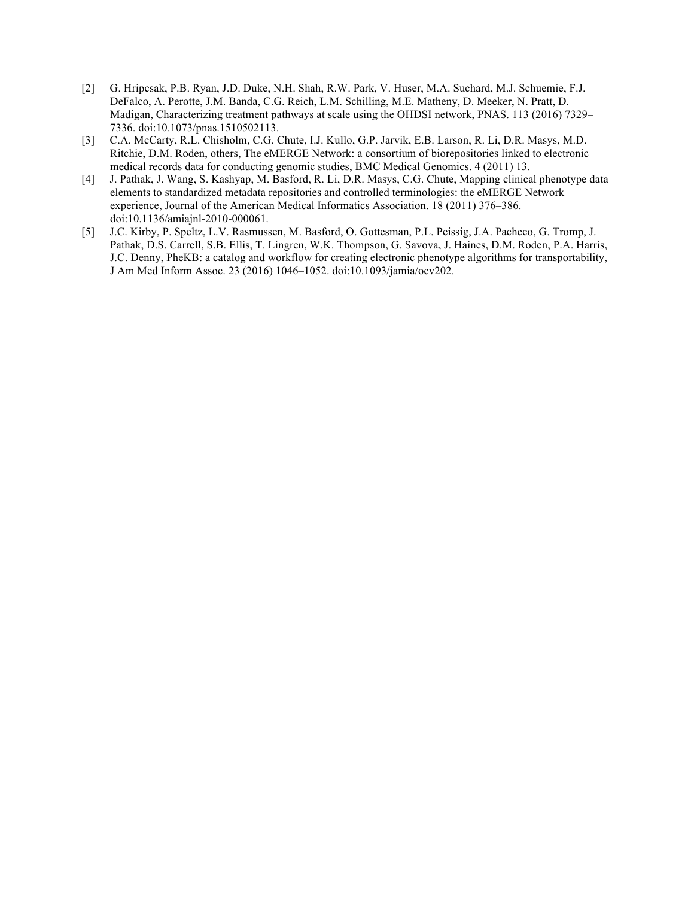[2] G. Hripcsak, P.B. Ryan, J.D. Duke, N.H. Shah, R.W. Park, V. Huser, M.A. Suchard, M.J. Schuemie, F.J. DeFalco, A. Perotte, J.M. Banda, C.G. Reich, L.M. Schilling, M.E. Matheny, D. Meeker, N. Pratt, D. Madigan, Characterizing treatment pathways at scale using the OHDSI network, PNAS. 113 (2016) 7329–7336. doi:10.1073/pnas.1510502113.

[3] C.A. McCarty, R.L. Chisholm, C.G. Chute, I.J. Kullo, G.P. Jarvik, E.B. Larson, R. Li, D.R. Masys, M.D. Ritchie, D.M. Roden, others, The eMERGE Network: a consortium of biorepositories linked to electronic medical records data for conducting genomic studies, BMC Medical Genomics. 4 (2011) 13.

[4] J. Pathak, J. Wang, S. Kashyap, M. Basford, R. Li, D.R. Masys, C.G. Chute, Mapping clinical phenotype data elements to standardized metadata repositories and controlled terminologies: the eMERGE Network experience, Journal of the American Medical Informatics Association. 18 (2011) 376–386. doi:10.1136/amiajnl-2010-000061.

[5] J.C. Kirby, P. Speltz, L.V. Rasmussen, M. Basford, O. Gottesman, P.L. Peissig, J.A. Pacheco, G. Tromp, J. Pathak, D.S. Carrell, S.B. Ellis, T. Lingren, W.K. Thompson, G. Savova, J. Haines, D.M. Roden, P.A. Harris, J.C. Denny, PheKB: a catalog and workflow for creating electronic phenotype algorithms for transportability, J Am Med Inform Assoc. 23 (2016) 1046–1052. doi:10.1093/jamia/ocv202.